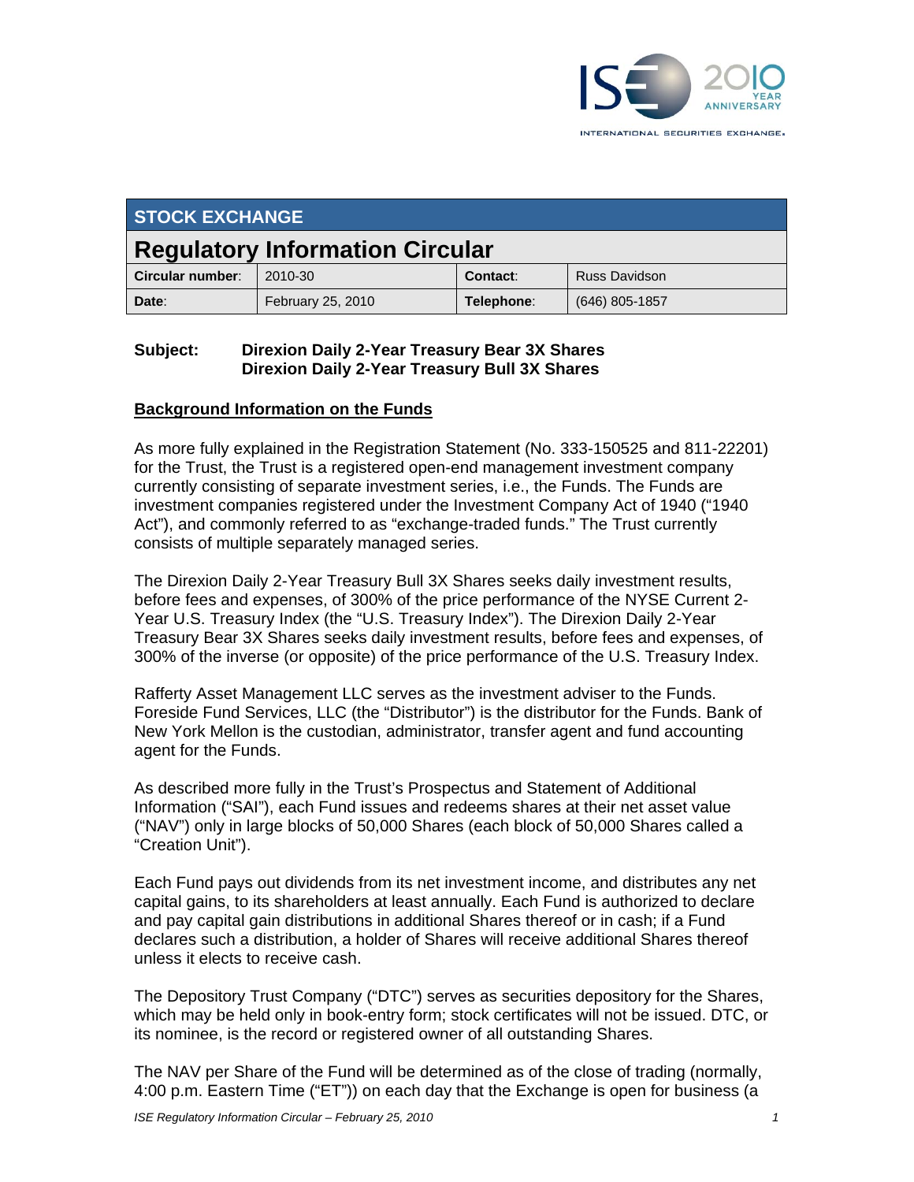ISE 2010 YEAR ANNIVERSARY
INTERNATIONAL SECURITIES EXCHANGE.

| STOCK EXCHANGE | | | |
|---|---|---|---|
| **Regulatory Information Circular** | | | |
| **Circular number**: | 2010-30 | **Contact**: | Russ Davidson |
| **Date**: | February 25, 2010 | **Telephone**: | (646) 805-1857 |

**Subject:** **Direxion Daily 2-Year Treasury Bear 3X Shares**
**Direxion Daily 2-Year Treasury Bull 3X Shares**

## Background Information on the Funds

As more fully explained in the Registration Statement (No. 333-150525 and 811-22201) for the Trust, the Trust is a registered open-end management investment company currently consisting of separate investment series, i.e., the Funds. The Funds are investment companies registered under the Investment Company Act of 1940 ("1940 Act"), and commonly referred to as "exchange-traded funds." The Trust currently consists of multiple separately managed series.

The Direxion Daily 2-Year Treasury Bull 3X Shares seeks daily investment results, before fees and expenses, of 300% of the price performance of the NYSE Current 2-Year U.S. Treasury Index (the "U.S. Treasury Index"). The Direxion Daily 2-Year Treasury Bear 3X Shares seeks daily investment results, before fees and expenses, of 300% of the inverse (or opposite) of the price performance of the U.S. Treasury Index.

Rafferty Asset Management LLC serves as the investment adviser to the Funds. Foreside Fund Services, LLC (the "Distributor") is the distributor for the Funds. Bank of New York Mellon is the custodian, administrator, transfer agent and fund accounting agent for the Funds.

As described more fully in the Trust's Prospectus and Statement of Additional Information ("SAI"), each Fund issues and redeems shares at their net asset value ("NAV") only in large blocks of 50,000 Shares (each block of 50,000 Shares called a "Creation Unit").

Each Fund pays out dividends from its net investment income, and distributes any net capital gains, to its shareholders at least annually. Each Fund is authorized to declare and pay capital gain distributions in additional Shares thereof or in cash; if a Fund declares such a distribution, a holder of Shares will receive additional Shares thereof unless it elects to receive cash.

The Depository Trust Company ("DTC") serves as securities depository for the Shares, which may be held only in book-entry form; stock certificates will not be issued. DTC, or its nominee, is the record or registered owner of all outstanding Shares.

The NAV per Share of the Fund will be determined as of the close of trading (normally, 4:00 p.m. Eastern Time ("ET")) on each day that the Exchange is open for business (a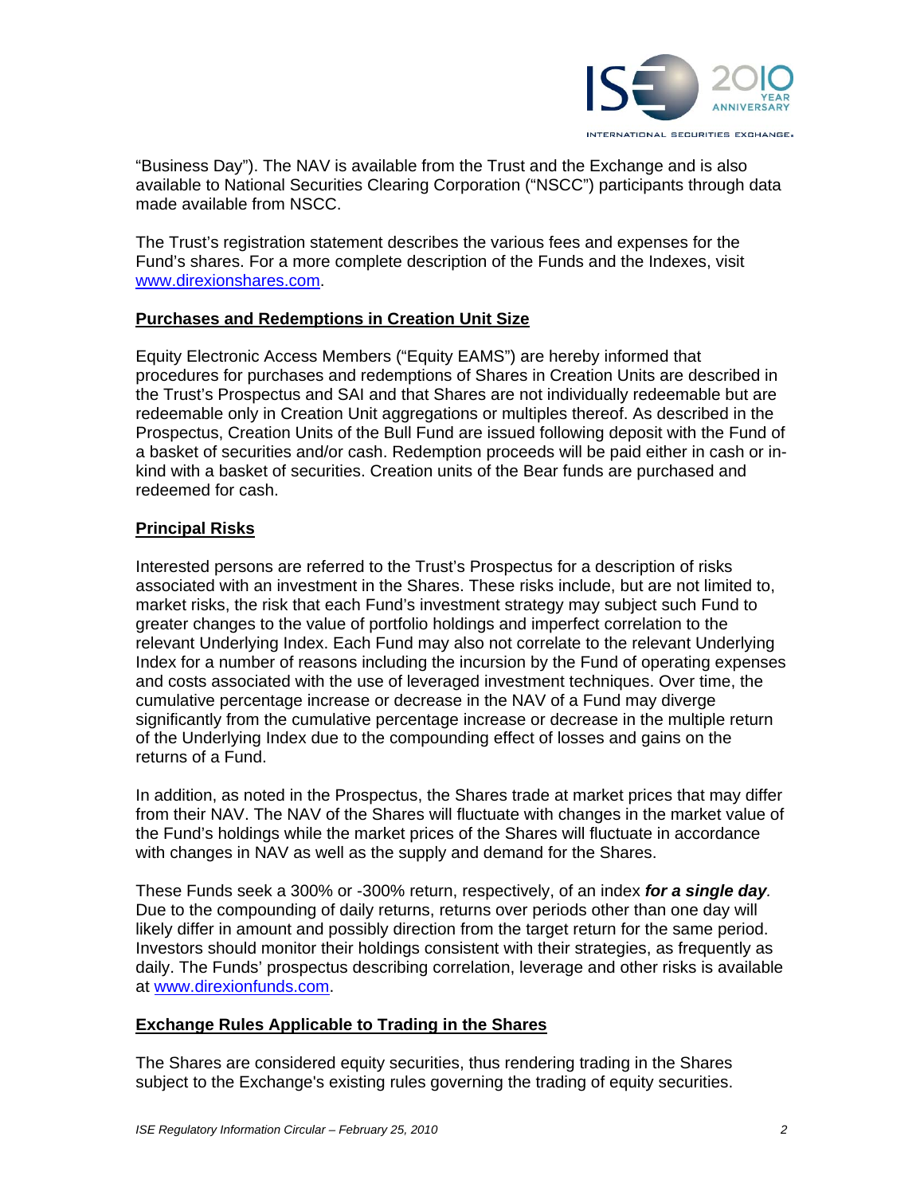"Business Day"). The NAV is available from the Trust and the Exchange and is also available to National Securities Clearing Corporation ("NSCC") participants through data made available from NSCC.

The Trust's registration statement describes the various fees and expenses for the Fund's shares. For a more complete description of the Funds and the Indexes, visit www.direxionshares.com.

## Purchases and Redemptions in Creation Unit Size

Equity Electronic Access Members ("Equity EAMS") are hereby informed that procedures for purchases and redemptions of Shares in Creation Units are described in the Trust's Prospectus and SAI and that Shares are not individually redeemable but are redeemable only in Creation Unit aggregations or multiples thereof. As described in the Prospectus, Creation Units of the Bull Fund are issued following deposit with the Fund of a basket of securities and/or cash. Redemption proceeds will be paid either in cash or in-kind with a basket of securities. Creation units of the Bear funds are purchased and redeemed for cash.

## Principal Risks

Interested persons are referred to the Trust's Prospectus for a description of risks associated with an investment in the Shares. These risks include, but are not limited to, market risks, the risk that each Fund's investment strategy may subject such Fund to greater changes to the value of portfolio holdings and imperfect correlation to the relevant Underlying Index. Each Fund may also not correlate to the relevant Underlying Index for a number of reasons including the incursion by the Fund of operating expenses and costs associated with the use of leveraged investment techniques. Over time, the cumulative percentage increase or decrease in the NAV of a Fund may diverge significantly from the cumulative percentage increase or decrease in the multiple return of the Underlying Index due to the compounding effect of losses and gains on the returns of a Fund.

In addition, as noted in the Prospectus, the Shares trade at market prices that may differ from their NAV. The NAV of the Shares will fluctuate with changes in the market value of the Fund's holdings while the market prices of the Shares will fluctuate in accordance with changes in NAV as well as the supply and demand for the Shares.

These Funds seek a 300% or -300% return, respectively, of an index ***for a single day***. Due to the compounding of daily returns, returns over periods other than one day will likely differ in amount and possibly direction from the target return for the same period. Investors should monitor their holdings consistent with their strategies, as frequently as daily. The Funds' prospectus describing correlation, leverage and other risks is available at www.direxionfunds.com.

## Exchange Rules Applicable to Trading in the Shares

The Shares are considered equity securities, thus rendering trading in the Shares subject to the Exchange's existing rules governing the trading of equity securities.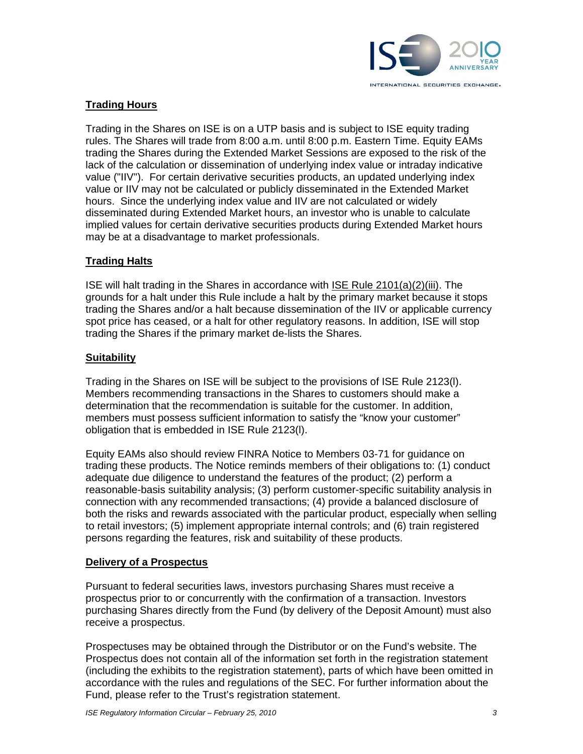## Trading Hours

Trading in the Shares on ISE is on a UTP basis and is subject to ISE equity trading rules. The Shares will trade from 8:00 a.m. until 8:00 p.m. Eastern Time. Equity EAMs trading the Shares during the Extended Market Sessions are exposed to the risk of the lack of the calculation or dissemination of underlying index value or intraday indicative value ("IIV"). For certain derivative securities products, an updated underlying index value or IIV may not be calculated or publicly disseminated in the Extended Market hours. Since the underlying index value and IIV are not calculated or widely disseminated during Extended Market hours, an investor who is unable to calculate implied values for certain derivative securities products during Extended Market hours may be at a disadvantage to market professionals.

## Trading Halts

ISE will halt trading in the Shares in accordance with ISE Rule 2101(a)(2)(iii). The grounds for a halt under this Rule include a halt by the primary market because it stops trading the Shares and/or a halt because dissemination of the IIV or applicable currency spot price has ceased, or a halt for other regulatory reasons. In addition, ISE will stop trading the Shares if the primary market de-lists the Shares.

## Suitability

Trading in the Shares on ISE will be subject to the provisions of ISE Rule 2123(l). Members recommending transactions in the Shares to customers should make a determination that the recommendation is suitable for the customer. In addition, members must possess sufficient information to satisfy the "know your customer" obligation that is embedded in ISE Rule 2123(l).

Equity EAMs also should review FINRA Notice to Members 03-71 for guidance on trading these products. The Notice reminds members of their obligations to: (1) conduct adequate due diligence to understand the features of the product; (2) perform a reasonable-basis suitability analysis; (3) perform customer-specific suitability analysis in connection with any recommended transactions; (4) provide a balanced disclosure of both the risks and rewards associated with the particular product, especially when selling to retail investors; (5) implement appropriate internal controls; and (6) train registered persons regarding the features, risk and suitability of these products.

## Delivery of a Prospectus

Pursuant to federal securities laws, investors purchasing Shares must receive a prospectus prior to or concurrently with the confirmation of a transaction. Investors purchasing Shares directly from the Fund (by delivery of the Deposit Amount) must also receive a prospectus.

Prospectuses may be obtained through the Distributor or on the Fund's website. The Prospectus does not contain all of the information set forth in the registration statement (including the exhibits to the registration statement), parts of which have been omitted in accordance with the rules and regulations of the SEC. For further information about the Fund, please refer to the Trust's registration statement.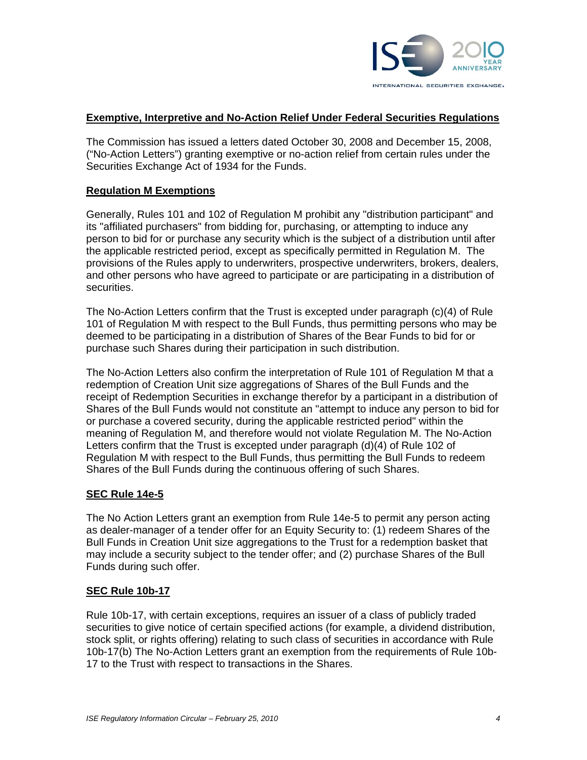## Exemptive, Interpretive and No-Action Relief Under Federal Securities Regulations

The Commission has issued a letters dated October 30, 2008 and December 15, 2008, ("No-Action Letters") granting exemptive or no-action relief from certain rules under the Securities Exchange Act of 1934 for the Funds.

### Regulation M Exemptions

Generally, Rules 101 and 102 of Regulation M prohibit any "distribution participant" and its "affiliated purchasers" from bidding for, purchasing, or attempting to induce any person to bid for or purchase any security which is the subject of a distribution until after the applicable restricted period, except as specifically permitted in Regulation M. The provisions of the Rules apply to underwriters, prospective underwriters, brokers, dealers, and other persons who have agreed to participate or are participating in a distribution of securities.

The No-Action Letters confirm that the Trust is excepted under paragraph (c)(4) of Rule 101 of Regulation M with respect to the Bull Funds, thus permitting persons who may be deemed to be participating in a distribution of Shares of the Bear Funds to bid for or purchase such Shares during their participation in such distribution.

The No-Action Letters also confirm the interpretation of Rule 101 of Regulation M that a redemption of Creation Unit size aggregations of Shares of the Bull Funds and the receipt of Redemption Securities in exchange therefor by a participant in a distribution of Shares of the Bull Funds would not constitute an "attempt to induce any person to bid for or purchase a covered security, during the applicable restricted period" within the meaning of Regulation M, and therefore would not violate Regulation M. The No-Action Letters confirm that the Trust is excepted under paragraph (d)(4) of Rule 102 of Regulation M with respect to the Bull Funds, thus permitting the Bull Funds to redeem Shares of the Bull Funds during the continuous offering of such Shares.

### SEC Rule 14e-5

The No Action Letters grant an exemption from Rule 14e-5 to permit any person acting as dealer-manager of a tender offer for an Equity Security to: (1) redeem Shares of the Bull Funds in Creation Unit size aggregations to the Trust for a redemption basket that may include a security subject to the tender offer; and (2) purchase Shares of the Bull Funds during such offer.

### SEC Rule 10b-17

Rule 10b-17, with certain exceptions, requires an issuer of a class of publicly traded securities to give notice of certain specified actions (for example, a dividend distribution, stock split, or rights offering) relating to such class of securities in accordance with Rule 10b-17(b) The No-Action Letters grant an exemption from the requirements of Rule 10b-17 to the Trust with respect to transactions in the Shares.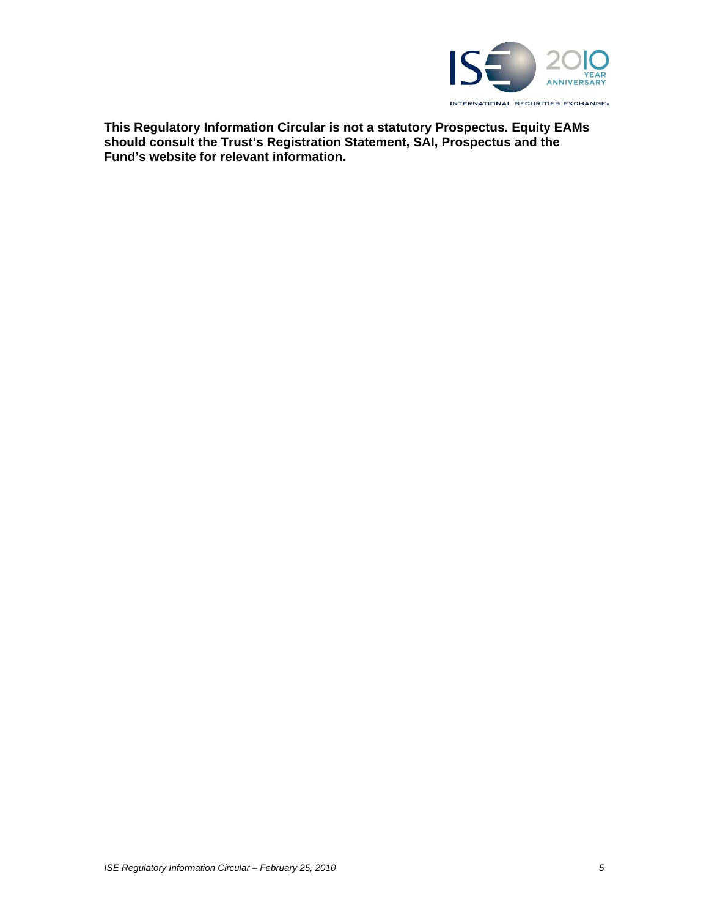**This Regulatory Information Circular is not a statutory Prospectus. Equity EAMs should consult the Trust's Registration Statement, SAI, Prospectus and the Fund's website for relevant information.**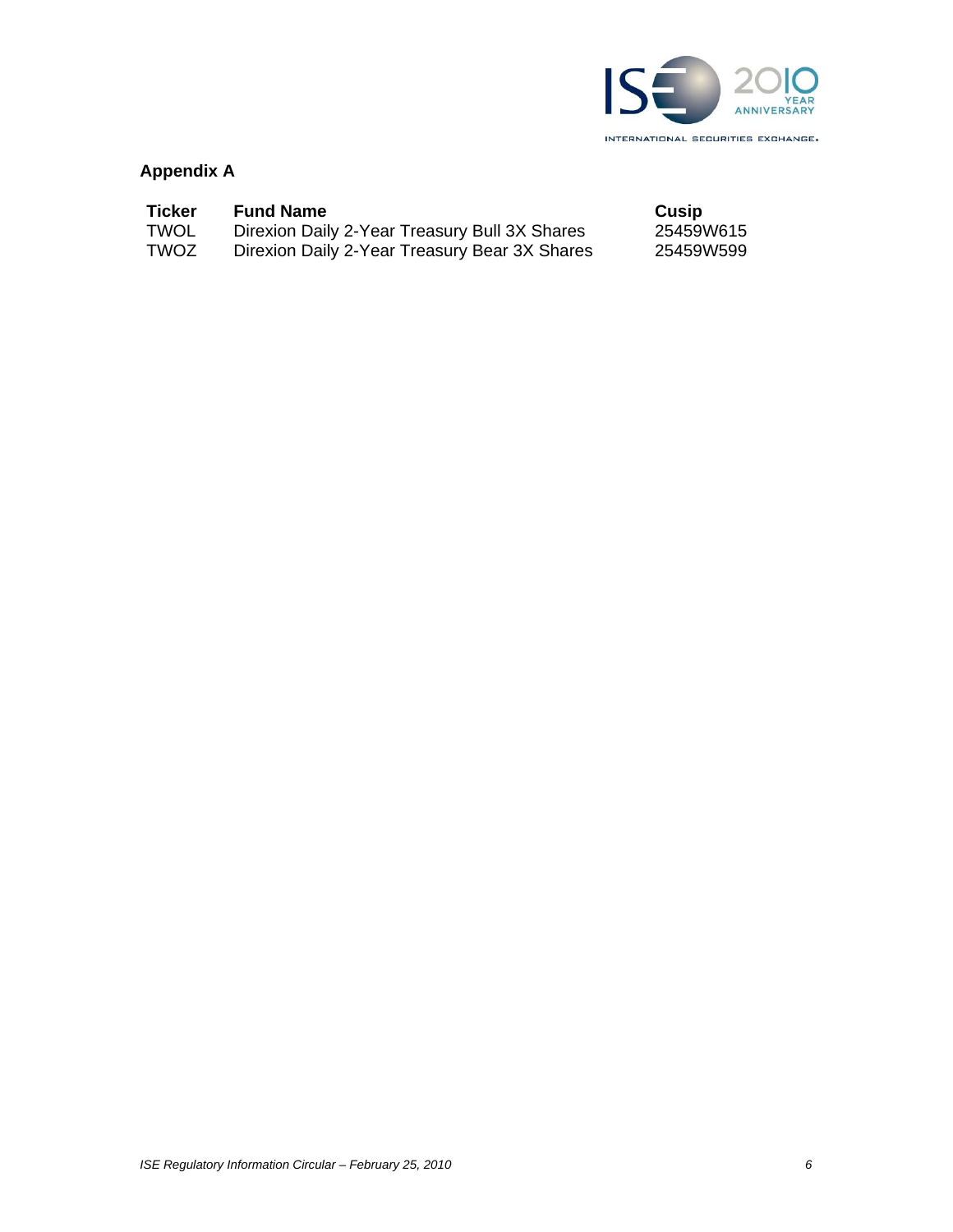## Appendix A

| Ticker | Fund Name | Cusip |
|---|---|---|
| TWOL | Direxion Daily 2-Year Treasury Bull 3X Shares | 25459W615 |
| TWOZ | Direxion Daily 2-Year Treasury Bear 3X Shares | 25459W599 |